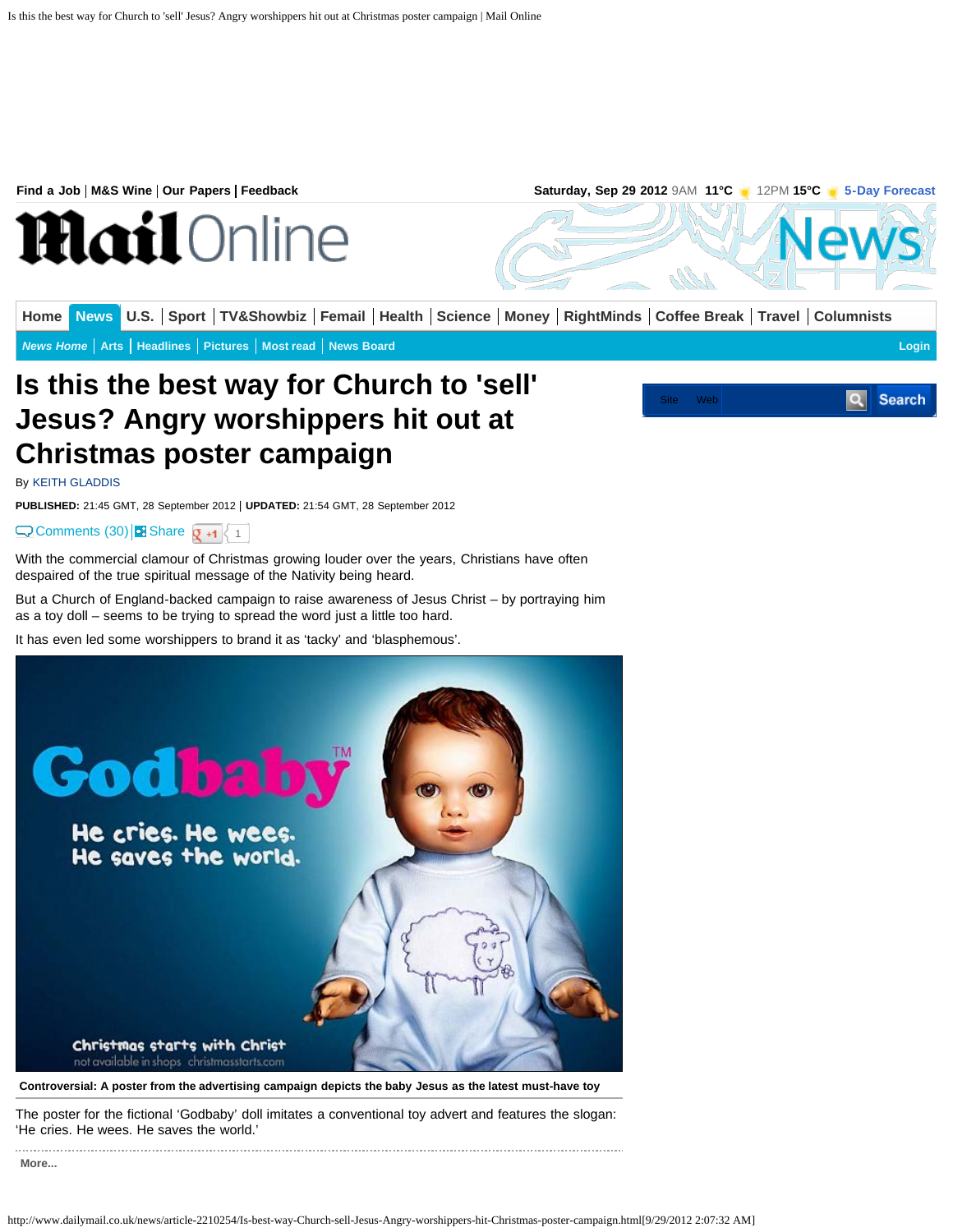# Is this the best way for Church to 'sell' Jesus? Angry worshippers hit out at Christmas poster campaign

By KEITH GLADDIS

**PUBLISHED:** 21:45 GMT, 28 September 2012 | **UPDATED:** 21:54 GMT, 28 September 2012

Comments (30) | Share

With the commercial clamour of Christmas growing louder over the years, Christians have often despaired of the true spiritual message of the Nativity being heard.

But a Church of England-backed campaign to raise awareness of Jesus Christ – by portraying him as a toy doll – seems to be trying to spread the word just a little too hard.

It has even led some worshippers to brand it as 'tacky' and 'blasphemous'.

**Controversial: A poster from the advertising campaign depicts the baby Jesus as the latest must-have toy**

The poster for the fictional 'Godbaby' doll imitates a conventional toy advert and features the slogan: 'He cries. He wees. He saves the world.'

More...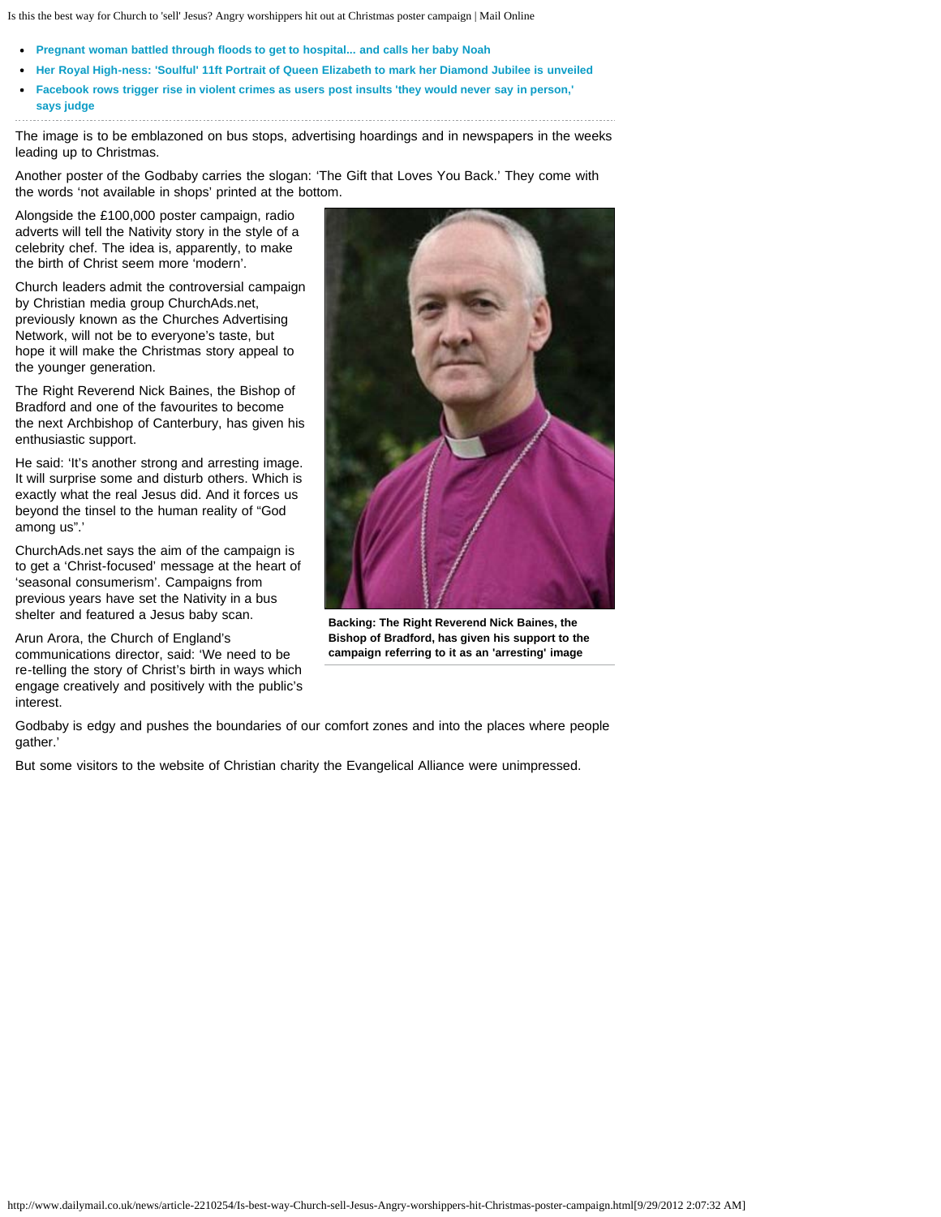- **Pregnant woman battled through floods to get to hospital... and calls her baby Noah**
- **Her Royal High-ness: 'Soulful' 11ft Portrait of Queen Elizabeth to mark her Diamond Jubilee is unveiled**
- **Facebook rows trigger rise in violent crimes as users post insults 'they would never say in person,' says judge**

The image is to be emblazoned on bus stops, advertising hoardings and in newspapers in the weeks leading up to Christmas.

Another poster of the Godbaby carries the slogan: 'The Gift that Loves You Back.' They come with the words 'not available in shops' printed at the bottom.

Alongside the £100,000 poster campaign, radio adverts will tell the Nativity story in the style of a celebrity chef. The idea is, apparently, to make the birth of Christ seem more 'modern'.

Church leaders admit the controversial campaign by Christian media group ChurchAds.net, previously known as the Churches Advertising Network, will not be to everyone's taste, but hope it will make the Christmas story appeal to the younger generation.

The Right Reverend Nick Baines, the Bishop of Bradford and one of the favourites to become the next Archbishop of Canterbury, has given his enthusiastic support.

He said: 'It's another strong and arresting image. It will surprise some and disturb others. Which is exactly what the real Jesus did. And it forces us beyond the tinsel to the human reality of "God among us".'

ChurchAds.net says the aim of the campaign is to get a 'Christ-focused' message at the heart of 'seasonal consumerism'. Campaigns from previous years have set the Nativity in a bus shelter and featured a Jesus baby scan.

Arun Arora, the Church of England's communications director, said: 'We need to be re-telling the story of Christ's birth in ways which engage creatively and positively with the public's interest.

Godbaby is edgy and pushes the boundaries of our comfort zones and into the places where people gather.'

**Backing: The Right Reverend Nick Baines, the Bishop of Bradford, has given his support to the campaign referring to it as an 'arresting' image**

But some visitors to the website of Christian charity the Evangelical Alliance were unimpressed.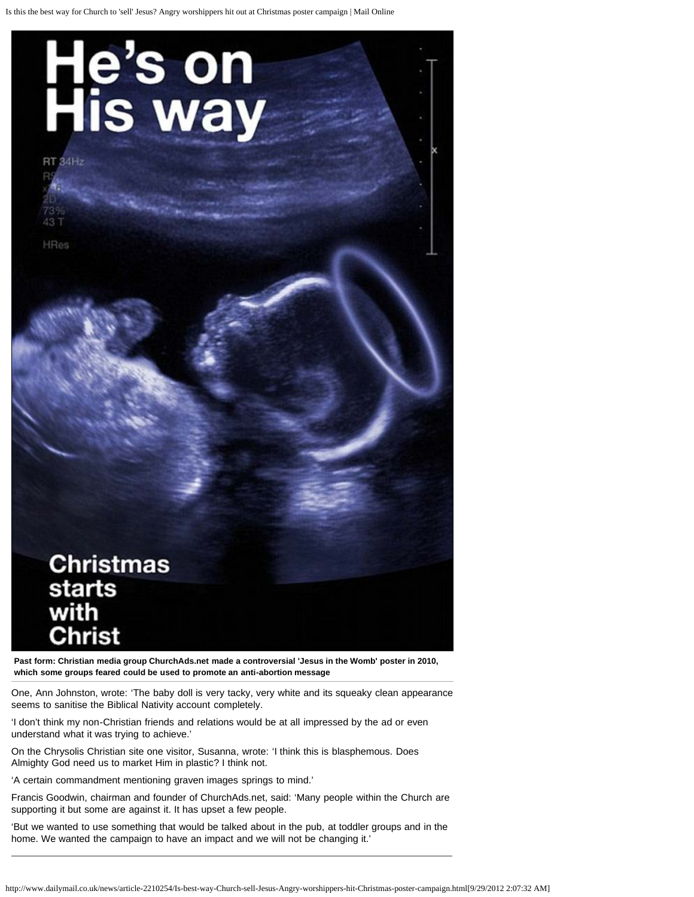**Past form: Christian media group ChurchAds.net made a controversial 'Jesus in the Womb' poster in 2010, which some groups feared could be used to promote an anti-abortion message**

One, Ann Johnston, wrote: 'The baby doll is very tacky, very white and its squeaky clean appearance seems to sanitise the Biblical Nativity account completely.

'I don't think my non-Christian friends and relations would be at all impressed by the ad or even understand what it was trying to achieve.'

On the Chrysolis Christian site one visitor, Susanna, wrote: 'I think this is blasphemous. Does Almighty God need us to market Him in plastic? I think not.

'A certain commandment mentioning graven images springs to mind.'

Francis Goodwin, chairman and founder of ChurchAds.net, said: 'Many people within the Church are supporting it but some are against it. It has upset a few people.

'But we wanted to use something that would be talked about in the pub, at toddler groups and in the home. We wanted the campaign to have an impact and we will not be changing it.'